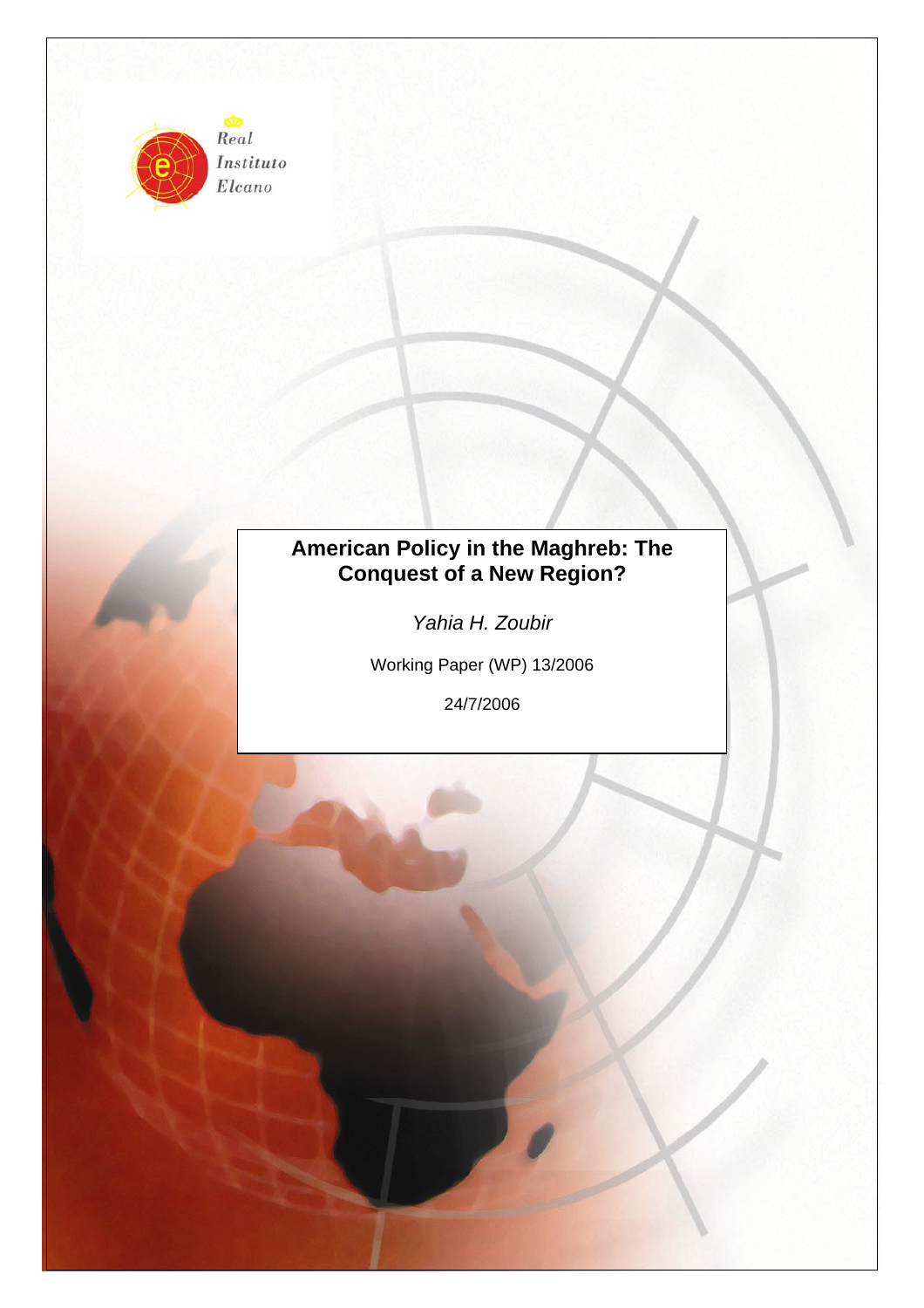Real Instituto Elcano

# American Policy in the Maghreb: The Conquest of a New Region?

*Yahia H. Zoubir*

Working Paper (WP) 13/2006

24/7/2006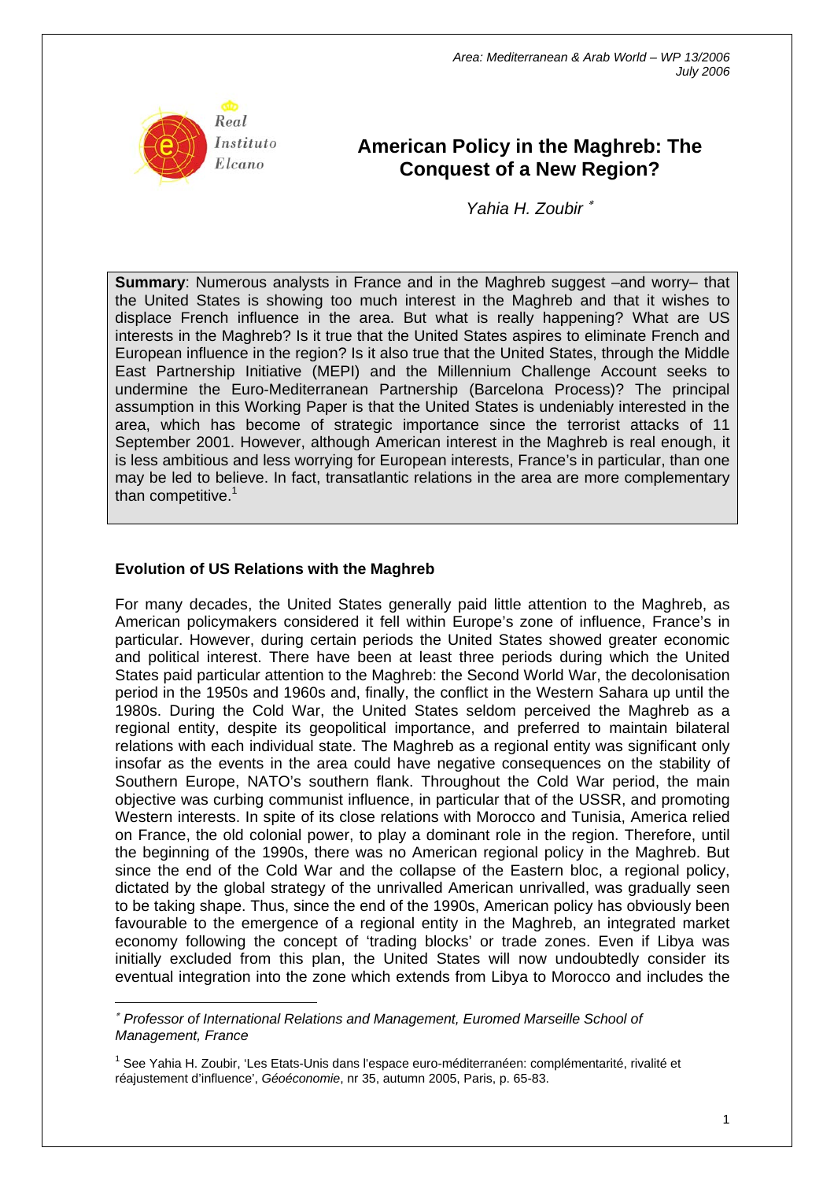Area: Mediterranean & Arab World – WP 13/2006
July 2006

# American Policy in the Maghreb: The Conquest of a New Region?

*Yahia H. Zoubir* [*]

**Summary**: Numerous analysts in France and in the Maghreb suggest –and worry– that the United States is showing too much interest in the Maghreb and that it wishes to displace French influence in the area. But what is really happening? What are US interests in the Maghreb? Is it true that the United States aspires to eliminate French and European influence in the region? Is it also true that the United States, through the Middle East Partnership Initiative (MEPI) and the Millennium Challenge Account seeks to undermine the Euro-Mediterranean Partnership (Barcelona Process)? The principal assumption in this Working Paper is that the United States is undeniably interested in the area, which has become of strategic importance since the terrorist attacks of 11 September 2001. However, although American interest in the Maghreb is real enough, it is less ambitious and less worrying for European interests, France's in particular, than one may be led to believe. In fact, transatlantic relations in the area are more complementary than competitive.[1]

## Evolution of US Relations with the Maghreb

For many decades, the United States generally paid little attention to the Maghreb, as American policymakers considered it fell within Europe's zone of influence, France's in particular. However, during certain periods the United States showed greater economic and political interest. There have been at least three periods during which the United States paid particular attention to the Maghreb: the Second World War, the decolonisation period in the 1950s and 1960s and, finally, the conflict in the Western Sahara up until the 1980s. During the Cold War, the United States seldom perceived the Maghreb as a regional entity, despite its geopolitical importance, and preferred to maintain bilateral relations with each individual state. The Maghreb as a regional entity was significant only insofar as the events in the area could have negative consequences on the stability of Southern Europe, NATO's southern flank. Throughout the Cold War period, the main objective was curbing communist influence, in particular that of the USSR, and promoting Western interests. In spite of its close relations with Morocco and Tunisia, America relied on France, the old colonial power, to play a dominant role in the region. Therefore, until the beginning of the 1990s, there was no American regional policy in the Maghreb. But since the end of the Cold War and the collapse of the Eastern bloc, a regional policy, dictated by the global strategy of the unrivalled American unrivalled, was gradually seen to be taking shape. Thus, since the end of the 1990s, American policy has obviously been favourable to the emergence of a regional entity in the Maghreb, an integrated market economy following the concept of 'trading blocks' or trade zones. Even if Libya was initially excluded from this plan, the United States will now undoubtedly consider its eventual integration into the zone which extends from Libya to Morocco and includes the

---

[*] *Professor of International Relations and Management, Euromed Marseille School of Management, France*

[1] See Yahia H. Zoubir, 'Les Etats-Unis dans l'espace euro-méditerranéen: complémentarité, rivalité et réajustement d'influence', *Géoéconomie*, nr 35, autumn 2005, Paris, p. 65-83.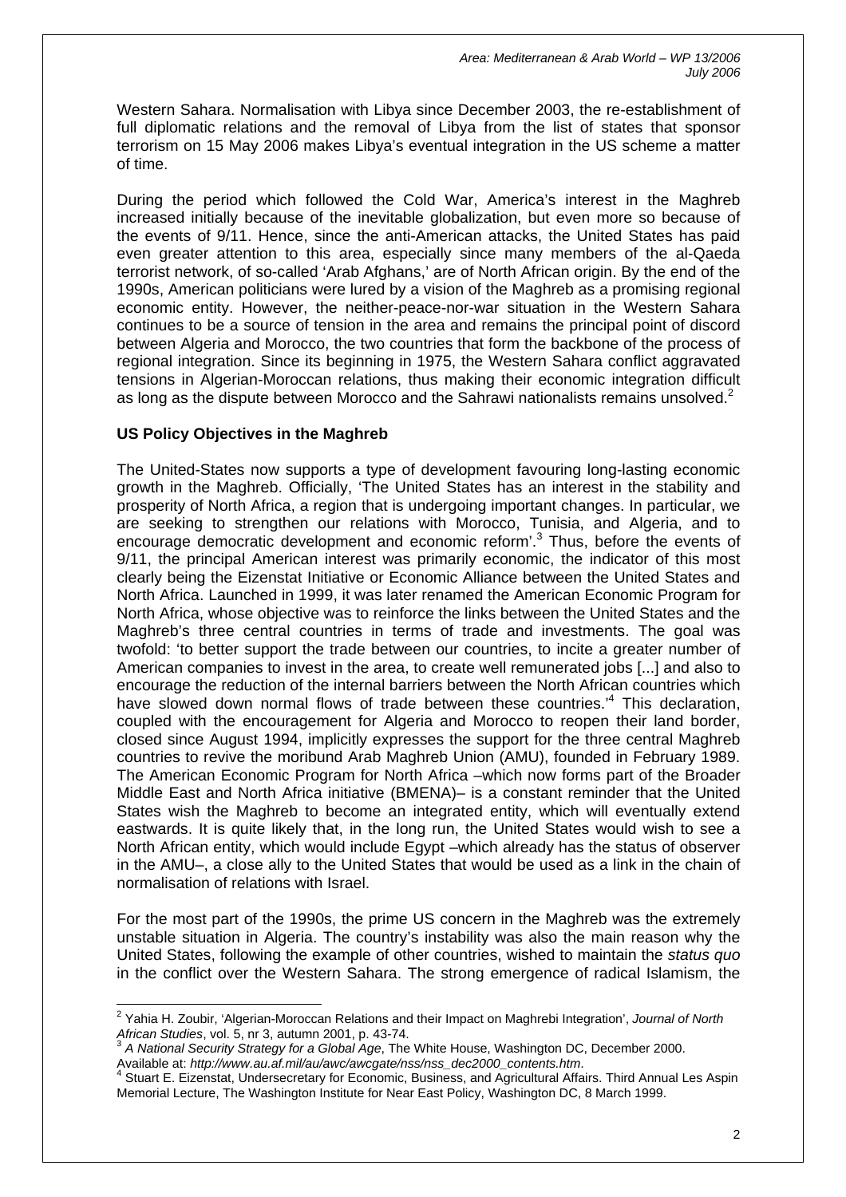Western Sahara. Normalisation with Libya since December 2003, the re-establishment of full diplomatic relations and the removal of Libya from the list of states that sponsor terrorism on 15 May 2006 makes Libya's eventual integration in the US scheme a matter of time.

During the period which followed the Cold War, America's interest in the Maghreb increased initially because of the inevitable globalization, but even more so because of the events of 9/11. Hence, since the anti-American attacks, the United States has paid even greater attention to this area, especially since many members of the al-Qaeda terrorist network, of so-called 'Arab Afghans,' are of North African origin. By the end of the 1990s, American politicians were lured by a vision of the Maghreb as a promising regional economic entity. However, the neither-peace-nor-war situation in the Western Sahara continues to be a source of tension in the area and remains the principal point of discord between Algeria and Morocco, the two countries that form the backbone of the process of regional integration. Since its beginning in 1975, the Western Sahara conflict aggravated tensions in Algerian-Moroccan relations, thus making their economic integration difficult as long as the dispute between Morocco and the Sahrawi nationalists remains unsolved.[2]

**US Policy Objectives in the Maghreb**

The United-States now supports a type of development favouring long-lasting economic growth in the Maghreb. Officially, 'The United States has an interest in the stability and prosperity of North Africa, a region that is undergoing important changes. In particular, we are seeking to strengthen our relations with Morocco, Tunisia, and Algeria, and to encourage democratic development and economic reform'.[3] Thus, before the events of 9/11, the principal American interest was primarily economic, the indicator of this most clearly being the Eizenstat Initiative or Economic Alliance between the United States and North Africa. Launched in 1999, it was later renamed the American Economic Program for North Africa, whose objective was to reinforce the links between the United States and the Maghreb's three central countries in terms of trade and investments. The goal was twofold: 'to better support the trade between our countries, to incite a greater number of American companies to invest in the area, to create well remunerated jobs [...] and also to encourage the reduction of the internal barriers between the North African countries which have slowed down normal flows of trade between these countries.'[4] This declaration, coupled with the encouragement for Algeria and Morocco to reopen their land border, closed since August 1994, implicitly expresses the support for the three central Maghreb countries to revive the moribund Arab Maghreb Union (AMU), founded in February 1989. The American Economic Program for North Africa –which now forms part of the Broader Middle East and North Africa initiative (BMENA)– is a constant reminder that the United States wish the Maghreb to become an integrated entity, which will eventually extend eastwards. It is quite likely that, in the long run, the United States would wish to see a North African entity, which would include Egypt –which already has the status of observer in the AMU–, a close ally to the United States that would be used as a link in the chain of normalisation of relations with Israel.

For the most part of the 1990s, the prime US concern in the Maghreb was the extremely unstable situation in Algeria. The country's instability was also the main reason why the United States, following the example of other countries, wished to maintain the *status quo* in the conflict over the Western Sahara. The strong emergence of radical Islamism, the

[2] Yahia H. Zoubir, 'Algerian-Moroccan Relations and their Impact on Maghrebi Integration', *Journal of North African Studies*, vol. 5, nr 3, autumn 2001, p. 43-74.

[3] *A National Security Strategy for a Global Age*, The White House, Washington DC, December 2000. Available at: *http://www.au.af.mil/au/awc/awcgate/nss/nss_dec2000_contents.htm*.

[4] Stuart E. Eizenstat, Undersecretary for Economic, Business, and Agricultural Affairs. Third Annual Les Aspin Memorial Lecture, The Washington Institute for Near East Policy, Washington DC, 8 March 1999.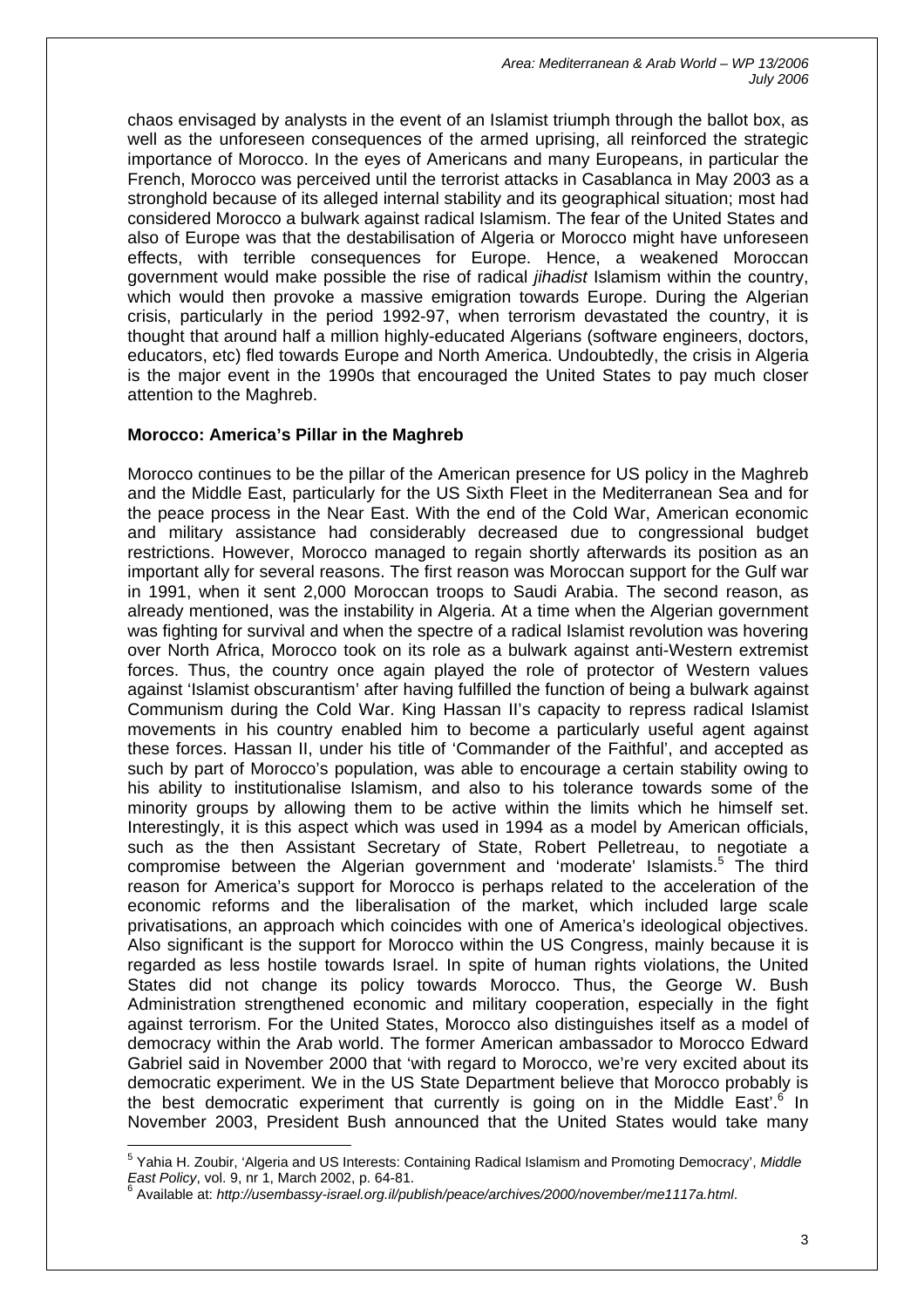chaos envisaged by analysts in the event of an Islamist triumph through the ballot box, as well as the unforeseen consequences of the armed uprising, all reinforced the strategic importance of Morocco. In the eyes of Americans and many Europeans, in particular the French, Morocco was perceived until the terrorist attacks in Casablanca in May 2003 as a stronghold because of its alleged internal stability and its geographical situation; most had considered Morocco a bulwark against radical Islamism. The fear of the United States and also of Europe was that the destabilisation of Algeria or Morocco might have unforeseen effects, with terrible consequences for Europe. Hence, a weakened Moroccan government would make possible the rise of radical *jihadist* Islamism within the country, which would then provoke a massive emigration towards Europe. During the Algerian crisis, particularly in the period 1992-97, when terrorism devastated the country, it is thought that around half a million highly-educated Algerians (software engineers, doctors, educators, etc) fled towards Europe and North America. Undoubtedly, the crisis in Algeria is the major event in the 1990s that encouraged the United States to pay much closer attention to the Maghreb.

**Morocco: America's Pillar in the Maghreb**

Morocco continues to be the pillar of the American presence for US policy in the Maghreb and the Middle East, particularly for the US Sixth Fleet in the Mediterranean Sea and for the peace process in the Near East. With the end of the Cold War, American economic and military assistance had considerably decreased due to congressional budget restrictions. However, Morocco managed to regain shortly afterwards its position as an important ally for several reasons. The first reason was Moroccan support for the Gulf war in 1991, when it sent 2,000 Moroccan troops to Saudi Arabia. The second reason, as already mentioned, was the instability in Algeria. At a time when the Algerian government was fighting for survival and when the spectre of a radical Islamist revolution was hovering over North Africa, Morocco took on its role as a bulwark against anti-Western extremist forces. Thus, the country once again played the role of protector of Western values against 'Islamist obscurantism' after having fulfilled the function of being a bulwark against Communism during the Cold War. King Hassan II's capacity to repress radical Islamist movements in his country enabled him to become a particularly useful agent against these forces. Hassan II, under his title of 'Commander of the Faithful', and accepted as such by part of Morocco's population, was able to encourage a certain stability owing to his ability to institutionalise Islamism, and also to his tolerance towards some of the minority groups by allowing them to be active within the limits which he himself set. Interestingly, it is this aspect which was used in 1994 as a model by American officials, such as the then Assistant Secretary of State, Robert Pelletreau, to negotiate a compromise between the Algerian government and 'moderate' Islamists.[5] The third reason for America's support for Morocco is perhaps related to the acceleration of the economic reforms and the liberalisation of the market, which included large scale privatisations, an approach which coincides with one of America's ideological objectives. Also significant is the support for Morocco within the US Congress, mainly because it is regarded as less hostile towards Israel. In spite of human rights violations, the United States did not change its policy towards Morocco. Thus, the George W. Bush Administration strengthened economic and military cooperation, especially in the fight against terrorism. For the United States, Morocco also distinguishes itself as a model of democracy within the Arab world. The former American ambassador to Morocco Edward Gabriel said in November 2000 that 'with regard to Morocco, we're very excited about its democratic experiment. We in the US State Department believe that Morocco probably is the best democratic experiment that currently is going on in the Middle East'.[6] In November 2003, President Bush announced that the United States would take many

[5] Yahia H. Zoubir, 'Algeria and US Interests: Containing Radical Islamism and Promoting Democracy', *Middle East Policy*, vol. 9, nr 1, March 2002, p. 64-81.

[6] Available at: *http://usembassy-israel.org.il/publish/peace/archives/2000/november/me1117a.html*.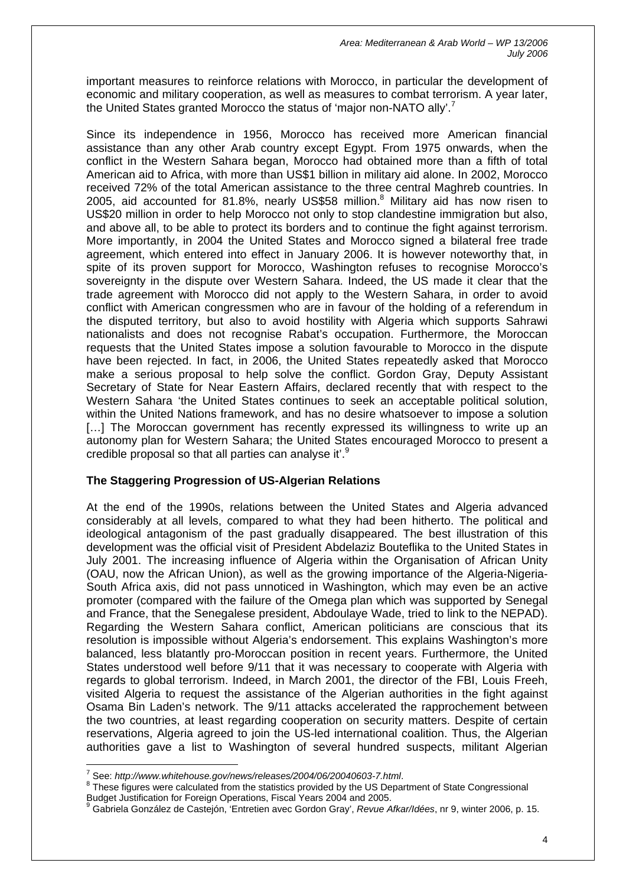important measures to reinforce relations with Morocco, in particular the development of economic and military cooperation, as well as measures to combat terrorism. A year later, the United States granted Morocco the status of 'major non-NATO ally'.[7]

Since its independence in 1956, Morocco has received more American financial assistance than any other Arab country except Egypt. From 1975 onwards, when the conflict in the Western Sahara began, Morocco had obtained more than a fifth of total American aid to Africa, with more than US$1 billion in military aid alone. In 2002, Morocco received 72% of the total American assistance to the three central Maghreb countries. In 2005, aid accounted for 81.8%, nearly US$58 million.[8] Military aid has now risen to US$20 million in order to help Morocco not only to stop clandestine immigration but also, and above all, to be able to protect its borders and to continue the fight against terrorism. More importantly, in 2004 the United States and Morocco signed a bilateral free trade agreement, which entered into effect in January 2006. It is however noteworthy that, in spite of its proven support for Morocco, Washington refuses to recognise Morocco's sovereignty in the dispute over Western Sahara. Indeed, the US made it clear that the trade agreement with Morocco did not apply to the Western Sahara, in order to avoid conflict with American congressmen who are in favour of the holding of a referendum in the disputed territory, but also to avoid hostility with Algeria which supports Sahrawi nationalists and does not recognise Rabat's occupation. Furthermore, the Moroccan requests that the United States impose a solution favourable to Morocco in the dispute have been rejected. In fact, in 2006, the United States repeatedly asked that Morocco make a serious proposal to help solve the conflict. Gordon Gray, Deputy Assistant Secretary of State for Near Eastern Affairs, declared recently that with respect to the Western Sahara 'the United States continues to seek an acceptable political solution, within the United Nations framework, and has no desire whatsoever to impose a solution […] The Moroccan government has recently expressed its willingness to write up an autonomy plan for Western Sahara; the United States encouraged Morocco to present a credible proposal so that all parties can analyse it'.[9]

**The Staggering Progression of US-Algerian Relations**

At the end of the 1990s, relations between the United States and Algeria advanced considerably at all levels, compared to what they had been hitherto. The political and ideological antagonism of the past gradually disappeared. The best illustration of this development was the official visit of President Abdelaziz Bouteflika to the United States in July 2001. The increasing influence of Algeria within the Organisation of African Unity (OAU, now the African Union), as well as the growing importance of the Algeria-Nigeria-South Africa axis, did not pass unnoticed in Washington, which may even be an active promoter (compared with the failure of the Omega plan which was supported by Senegal and France, that the Senegalese president, Abdoulaye Wade, tried to link to the NEPAD). Regarding the Western Sahara conflict, American politicians are conscious that its resolution is impossible without Algeria's endorsement. This explains Washington's more balanced, less blatantly pro-Moroccan position in recent years. Furthermore, the United States understood well before 9/11 that it was necessary to cooperate with Algeria with regards to global terrorism. Indeed, in March 2001, the director of the FBI, Louis Freeh, visited Algeria to request the assistance of the Algerian authorities in the fight against Osama Bin Laden's network. The 9/11 attacks accelerated the rapprochement between the two countries, at least regarding cooperation on security matters. Despite of certain reservations, Algeria agreed to join the US-led international coalition. Thus, the Algerian authorities gave a list to Washington of several hundred suspects, militant Algerian

---

[7] See: *http://www.whitehouse.gov/news/releases/2004/06/20040603-7.html*.

[8] These figures were calculated from the statistics provided by the US Department of State Congressional Budget Justification for Foreign Operations, Fiscal Years 2004 and 2005.

[9] Gabriela González de Castejón, 'Entretien avec Gordon Gray', *Revue Afkar/Idées*, nr 9, winter 2006, p. 15.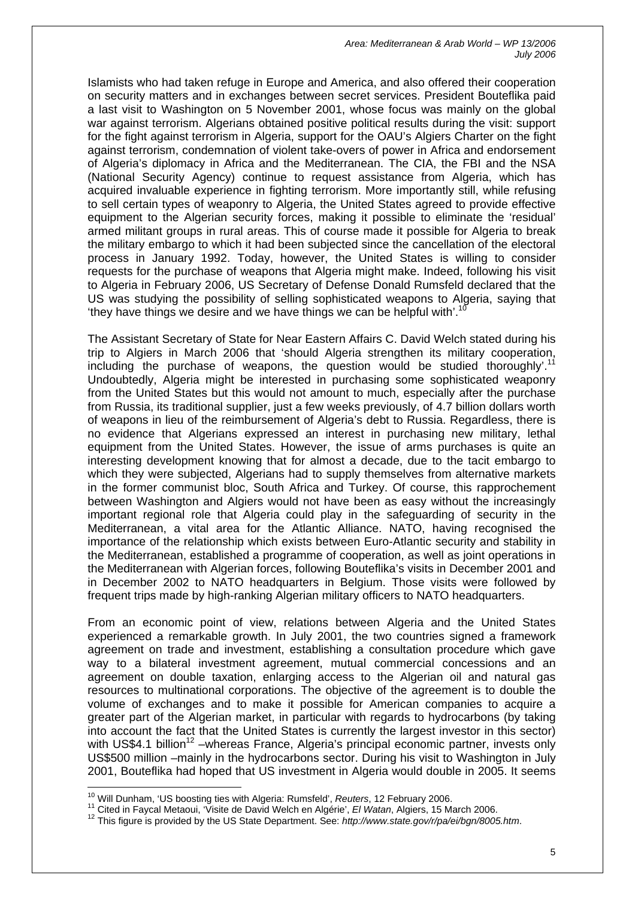Islamists who had taken refuge in Europe and America, and also offered their cooperation on security matters and in exchanges between secret services. President Bouteflika paid a last visit to Washington on 5 November 2001, whose focus was mainly on the global war against terrorism. Algerians obtained positive political results during the visit: support for the fight against terrorism in Algeria, support for the OAU's Algiers Charter on the fight against terrorism, condemnation of violent take-overs of power in Africa and endorsement of Algeria's diplomacy in Africa and the Mediterranean. The CIA, the FBI and the NSA (National Security Agency) continue to request assistance from Algeria, which has acquired invaluable experience in fighting terrorism. More importantly still, while refusing to sell certain types of weaponry to Algeria, the United States agreed to provide effective equipment to the Algerian security forces, making it possible to eliminate the 'residual' armed militant groups in rural areas. This of course made it possible for Algeria to break the military embargo to which it had been subjected since the cancellation of the electoral process in January 1992. Today, however, the United States is willing to consider requests for the purchase of weapons that Algeria might make. Indeed, following his visit to Algeria in February 2006, US Secretary of Defense Donald Rumsfeld declared that the US was studying the possibility of selling sophisticated weapons to Algeria, saying that 'they have things we desire and we have things we can be helpful with'.[10]

The Assistant Secretary of State for Near Eastern Affairs C. David Welch stated during his trip to Algiers in March 2006 that 'should Algeria strengthen its military cooperation, including the purchase of weapons, the question would be studied thoroughly'.[11] Undoubtedly, Algeria might be interested in purchasing some sophisticated weaponry from the United States but this would not amount to much, especially after the purchase from Russia, its traditional supplier, just a few weeks previously, of 4.7 billion dollars worth of weapons in lieu of the reimbursement of Algeria's debt to Russia. Regardless, there is no evidence that Algerians expressed an interest in purchasing new military, lethal equipment from the United States. However, the issue of arms purchases is quite an interesting development knowing that for almost a decade, due to the tacit embargo to which they were subjected, Algerians had to supply themselves from alternative markets in the former communist bloc, South Africa and Turkey. Of course, this rapprochement between Washington and Algiers would not have been as easy without the increasingly important regional role that Algeria could play in the safeguarding of security in the Mediterranean, a vital area for the Atlantic Alliance. NATO, having recognised the importance of the relationship which exists between Euro-Atlantic security and stability in the Mediterranean, established a programme of cooperation, as well as joint operations in the Mediterranean with Algerian forces, following Bouteflika's visits in December 2001 and in December 2002 to NATO headquarters in Belgium. Those visits were followed by frequent trips made by high-ranking Algerian military officers to NATO headquarters.

From an economic point of view, relations between Algeria and the United States experienced a remarkable growth. In July 2001, the two countries signed a framework agreement on trade and investment, establishing a consultation procedure which gave way to a bilateral investment agreement, mutual commercial concessions and an agreement on double taxation, enlarging access to the Algerian oil and natural gas resources to multinational corporations. The objective of the agreement is to double the volume of exchanges and to make it possible for American companies to acquire a greater part of the Algerian market, in particular with regards to hydrocarbons (by taking into account the fact that the United States is currently the largest investor in this sector) with US\$4.1 billion[12] –whereas France, Algeria's principal economic partner, invests only US\$500 million –mainly in the hydrocarbons sector. During his visit to Washington in July 2001, Bouteflika had hoped that US investment in Algeria would double in 2005. It seems

---

[10] Will Dunham, 'US boosting ties with Algeria: Rumsfeld', *Reuters*, 12 February 2006.

[11] Cited in Faycal Metaoui, 'Visite de David Welch en Algérie', *El Watan*, Algiers, 15 March 2006.

[12] This figure is provided by the US State Department. See: *http://www.state.gov/r/pa/ei/bgn/8005.htm*.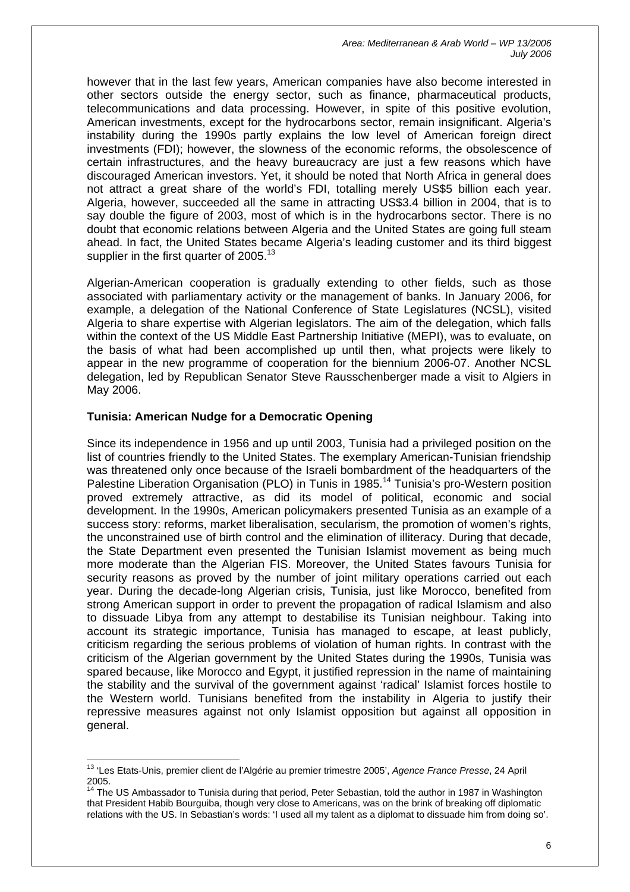however that in the last few years, American companies have also become interested in other sectors outside the energy sector, such as finance, pharmaceutical products, telecommunications and data processing. However, in spite of this positive evolution, American investments, except for the hydrocarbons sector, remain insignificant. Algeria's instability during the 1990s partly explains the low level of American foreign direct investments (FDI); however, the slowness of the economic reforms, the obsolescence of certain infrastructures, and the heavy bureaucracy are just a few reasons which have discouraged American investors. Yet, it should be noted that North Africa in general does not attract a great share of the world's FDI, totalling merely US$5 billion each year. Algeria, however, succeeded all the same in attracting US$3.4 billion in 2004, that is to say double the figure of 2003, most of which is in the hydrocarbons sector. There is no doubt that economic relations between Algeria and the United States are going full steam ahead. In fact, the United States became Algeria's leading customer and its third biggest supplier in the first quarter of 2005.[13]

Algerian-American cooperation is gradually extending to other fields, such as those associated with parliamentary activity or the management of banks. In January 2006, for example, a delegation of the National Conference of State Legislatures (NCSL), visited Algeria to share expertise with Algerian legislators. The aim of the delegation, which falls within the context of the US Middle East Partnership Initiative (MEPI), was to evaluate, on the basis of what had been accomplished up until then, what projects were likely to appear in the new programme of cooperation for the biennium 2006-07. Another NCSL delegation, led by Republican Senator Steve Rausschenberger made a visit to Algiers in May 2006.

**Tunisia: American Nudge for a Democratic Opening**

Since its independence in 1956 and up until 2003, Tunisia had a privileged position on the list of countries friendly to the United States. The exemplary American-Tunisian friendship was threatened only once because of the Israeli bombardment of the headquarters of the Palestine Liberation Organisation (PLO) in Tunis in 1985.[14] Tunisia's pro-Western position proved extremely attractive, as did its model of political, economic and social development. In the 1990s, American policymakers presented Tunisia as an example of a success story: reforms, market liberalisation, secularism, the promotion of women's rights, the unconstrained use of birth control and the elimination of illiteracy. During that decade, the State Department even presented the Tunisian Islamist movement as being much more moderate than the Algerian FIS. Moreover, the United States favours Tunisia for security reasons as proved by the number of joint military operations carried out each year. During the decade-long Algerian crisis, Tunisia, just like Morocco, benefited from strong American support in order to prevent the propagation of radical Islamism and also to dissuade Libya from any attempt to destabilise its Tunisian neighbour. Taking into account its strategic importance, Tunisia has managed to escape, at least publicly, criticism regarding the serious problems of violation of human rights. In contrast with the criticism of the Algerian government by the United States during the 1990s, Tunisia was spared because, like Morocco and Egypt, it justified repression in the name of maintaining the stability and the survival of the government against 'radical' Islamist forces hostile to the Western world. Tunisians benefited from the instability in Algeria to justify their repressive measures against not only Islamist opposition but against all opposition in general.

---

[13] 'Les Etats-Unis, premier client de l'Algérie au premier trimestre 2005', *Agence France Presse*, 24 April 2005.

[14] The US Ambassador to Tunisia during that period, Peter Sebastian, told the author in 1987 in Washington that President Habib Bourguiba, though very close to Americans, was on the brink of breaking off diplomatic relations with the US. In Sebastian's words: 'I used all my talent as a diplomat to dissuade him from doing so'.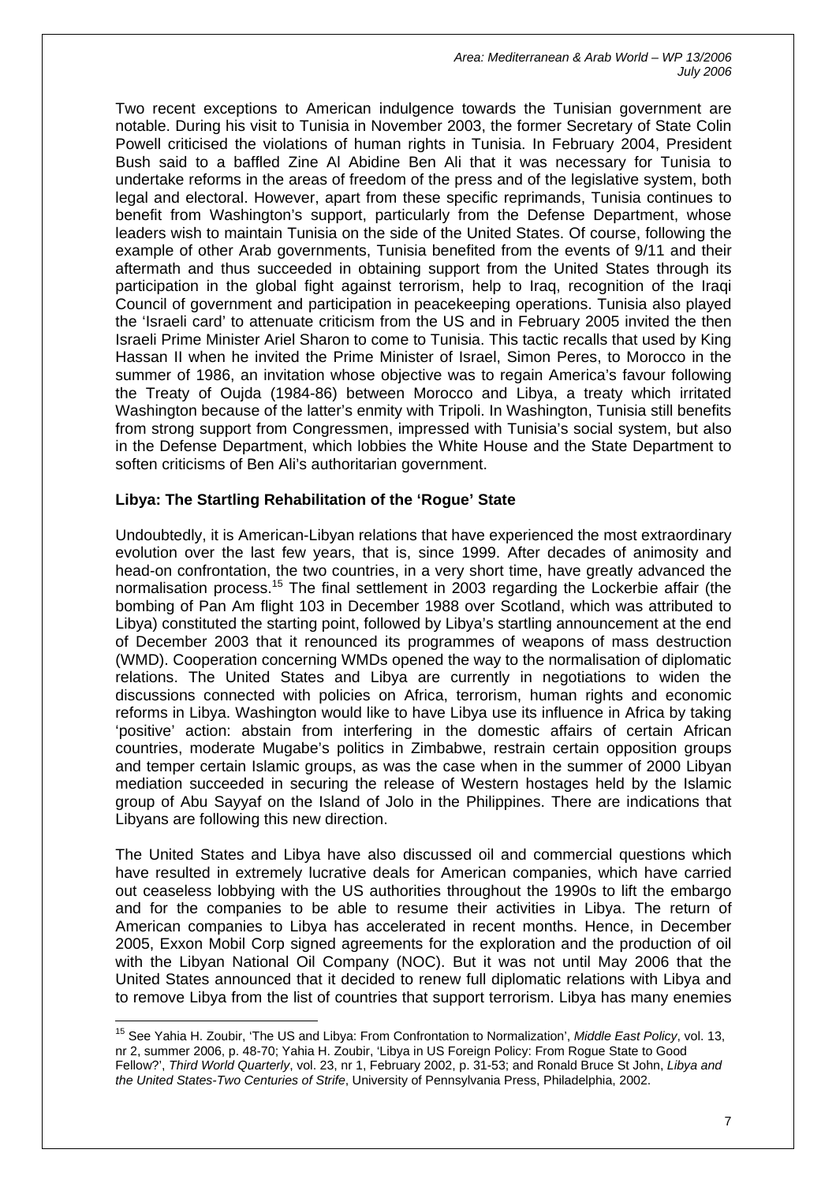Two recent exceptions to American indulgence towards the Tunisian government are notable. During his visit to Tunisia in November 2003, the former Secretary of State Colin Powell criticised the violations of human rights in Tunisia. In February 2004, President Bush said to a baffled Zine Al Abidine Ben Ali that it was necessary for Tunisia to undertake reforms in the areas of freedom of the press and of the legislative system, both legal and electoral. However, apart from these specific reprimands, Tunisia continues to benefit from Washington's support, particularly from the Defense Department, whose leaders wish to maintain Tunisia on the side of the United States. Of course, following the example of other Arab governments, Tunisia benefited from the events of 9/11 and their aftermath and thus succeeded in obtaining support from the United States through its participation in the global fight against terrorism, help to Iraq, recognition of the Iraqi Council of government and participation in peacekeeping operations. Tunisia also played the 'Israeli card' to attenuate criticism from the US and in February 2005 invited the then Israeli Prime Minister Ariel Sharon to come to Tunisia. This tactic recalls that used by King Hassan II when he invited the Prime Minister of Israel, Simon Peres, to Morocco in the summer of 1986, an invitation whose objective was to regain America's favour following the Treaty of Oujda (1984-86) between Morocco and Libya, a treaty which irritated Washington because of the latter's enmity with Tripoli. In Washington, Tunisia still benefits from strong support from Congressmen, impressed with Tunisia's social system, but also in the Defense Department, which lobbies the White House and the State Department to soften criticisms of Ben Ali's authoritarian government.

**Libya: The Startling Rehabilitation of the 'Rogue' State**

Undoubtedly, it is American-Libyan relations that have experienced the most extraordinary evolution over the last few years, that is, since 1999. After decades of animosity and head-on confrontation, the two countries, in a very short time, have greatly advanced the normalisation process.[15] The final settlement in 2003 regarding the Lockerbie affair (the bombing of Pan Am flight 103 in December 1988 over Scotland, which was attributed to Libya) constituted the starting point, followed by Libya's startling announcement at the end of December 2003 that it renounced its programmes of weapons of mass destruction (WMD). Cooperation concerning WMDs opened the way to the normalisation of diplomatic relations. The United States and Libya are currently in negotiations to widen the discussions connected with policies on Africa, terrorism, human rights and economic reforms in Libya. Washington would like to have Libya use its influence in Africa by taking 'positive' action: abstain from interfering in the domestic affairs of certain African countries, moderate Mugabe's politics in Zimbabwe, restrain certain opposition groups and temper certain Islamic groups, as was the case when in the summer of 2000 Libyan mediation succeeded in securing the release of Western hostages held by the Islamic group of Abu Sayyaf on the Island of Jolo in the Philippines. There are indications that Libyans are following this new direction.

The United States and Libya have also discussed oil and commercial questions which have resulted in extremely lucrative deals for American companies, which have carried out ceaseless lobbying with the US authorities throughout the 1990s to lift the embargo and for the companies to be able to resume their activities in Libya. The return of American companies to Libya has accelerated in recent months. Hence, in December 2005, Exxon Mobil Corp signed agreements for the exploration and the production of oil with the Libyan National Oil Company (NOC). But it was not until May 2006 that the United States announced that it decided to renew full diplomatic relations with Libya and to remove Libya from the list of countries that support terrorism. Libya has many enemies

---

[15] See Yahia H. Zoubir, 'The US and Libya: From Confrontation to Normalization', *Middle East Policy*, vol. 13, nr 2, summer 2006, p. 48-70; Yahia H. Zoubir, 'Libya in US Foreign Policy: From Rogue State to Good Fellow?', *Third World Quarterly*, vol. 23, nr 1, February 2002, p. 31-53; and Ronald Bruce St John, *Libya and the United States-Two Centuries of Strife*, University of Pennsylvania Press, Philadelphia, 2002.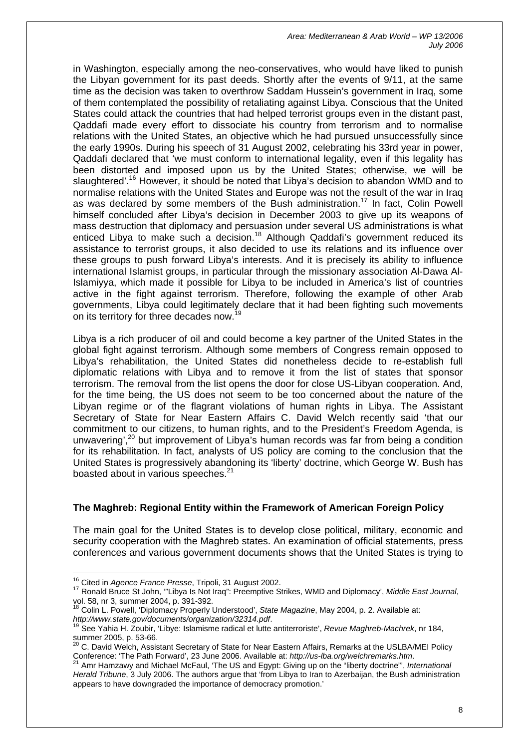in Washington, especially among the neo-conservatives, who would have liked to punish the Libyan government for its past deeds. Shortly after the events of 9/11, at the same time as the decision was taken to overthrow Saddam Hussein's government in Iraq, some of them contemplated the possibility of retaliating against Libya. Conscious that the United States could attack the countries that had helped terrorist groups even in the distant past, Qaddafi made every effort to dissociate his country from terrorism and to normalise relations with the United States, an objective which he had pursued unsuccessfully since the early 1990s. During his speech of 31 August 2002, celebrating his 33rd year in power, Qaddafi declared that 'we must conform to international legality, even if this legality has been distorted and imposed upon us by the United States; otherwise, we will be slaughtered'.[16] However, it should be noted that Libya's decision to abandon WMD and to normalise relations with the United States and Europe was not the result of the war in Iraq as was declared by some members of the Bush administration.[17] In fact, Colin Powell himself concluded after Libya's decision in December 2003 to give up its weapons of mass destruction that diplomacy and persuasion under several US administrations is what enticed Libya to make such a decision.[18] Although Qaddafi's government reduced its assistance to terrorist groups, it also decided to use its relations and its influence over these groups to push forward Libya's interests. And it is precisely its ability to influence international Islamist groups, in particular through the missionary association Al-Dawa Al-Islamiyya, which made it possible for Libya to be included in America's list of countries active in the fight against terrorism. Therefore, following the example of other Arab governments, Libya could legitimately declare that it had been fighting such movements on its territory for three decades now.[19]

Libya is a rich producer of oil and could become a key partner of the United States in the global fight against terrorism. Although some members of Congress remain opposed to Libya's rehabilitation, the United States did nonetheless decide to re-establish full diplomatic relations with Libya and to remove it from the list of states that sponsor terrorism. The removal from the list opens the door for close US-Libyan cooperation. And, for the time being, the US does not seem to be too concerned about the nature of the Libyan regime or of the flagrant violations of human rights in Libya. The Assistant Secretary of State for Near Eastern Affairs C. David Welch recently said 'that our commitment to our citizens, to human rights, and to the President's Freedom Agenda, is unwavering',[20] but improvement of Libya's human records was far from being a condition for its rehabilitation. In fact, analysts of US policy are coming to the conclusion that the United States is progressively abandoning its 'liberty' doctrine, which George W. Bush has boasted about in various speeches.[21]

## The Maghreb: Regional Entity within the Framework of American Foreign Policy

The main goal for the United States is to develop close political, military, economic and security cooperation with the Maghreb states. An examination of official statements, press conferences and various government documents shows that the United States is trying to

---

[16] Cited in *Agence France Presse*, Tripoli, 31 August 2002.

[17] Ronald Bruce St John, '"Libya Is Not Iraq": Preemptive Strikes, WMD and Diplomacy', *Middle East Journal*, vol. 58, nr 3, summer 2004, p. 391-392.

[18] Colin L. Powell, 'Diplomacy Properly Understood', *State Magazine*, May 2004, p. 2. Available at: *http://www.state.gov/documents/organization/32314.pdf*.

[19] See Yahia H. Zoubir, 'Libye: Islamisme radical et lutte antiterroriste', *Revue Maghreb-Machrek*, nr 184, summer 2005, p. 53-66.

[20] C. David Welch, Assistant Secretary of State for Near Eastern Affairs, Remarks at the USLBA/MEI Policy Conference: 'The Path Forward', 23 June 2006. Available at: *http://us-lba.org/welchremarks.htm*.

[21] Amr Hamzawy and Michael McFaul, 'The US and Egypt: Giving up on the "liberty doctrine"', *International Herald Tribune*, 3 July 2006. The authors argue that 'from Libya to Iran to Azerbaijan, the Bush administration appears to have downgraded the importance of democracy promotion.'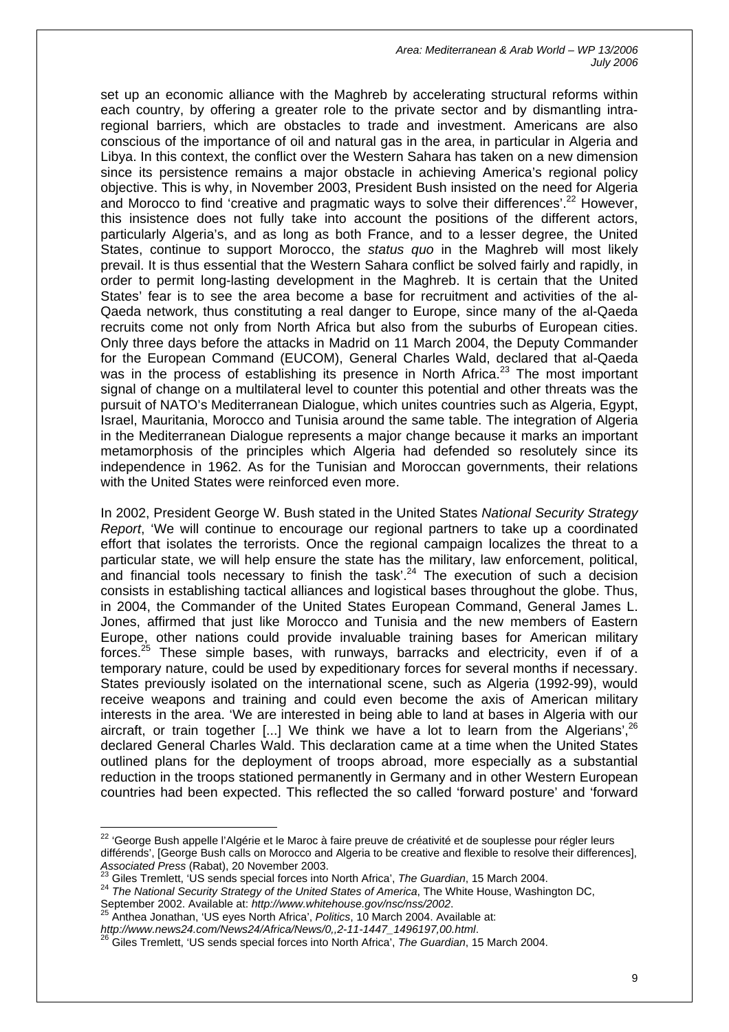set up an economic alliance with the Maghreb by accelerating structural reforms within each country, by offering a greater role to the private sector and by dismantling intra-regional barriers, which are obstacles to trade and investment. Americans are also conscious of the importance of oil and natural gas in the area, in particular in Algeria and Libya. In this context, the conflict over the Western Sahara has taken on a new dimension since its persistence remains a major obstacle in achieving America's regional policy objective. This is why, in November 2003, President Bush insisted on the need for Algeria and Morocco to find 'creative and pragmatic ways to solve their differences'.[22] However, this insistence does not fully take into account the positions of the different actors, particularly Algeria's, and as long as both France, and to a lesser degree, the United States, continue to support Morocco, the *status quo* in the Maghreb will most likely prevail. It is thus essential that the Western Sahara conflict be solved fairly and rapidly, in order to permit long-lasting development in the Maghreb. It is certain that the United States' fear is to see the area become a base for recruitment and activities of the al-Qaeda network, thus constituting a real danger to Europe, since many of the al-Qaeda recruits come not only from North Africa but also from the suburbs of European cities. Only three days before the attacks in Madrid on 11 March 2004, the Deputy Commander for the European Command (EUCOM), General Charles Wald, declared that al-Qaeda was in the process of establishing its presence in North Africa.[23] The most important signal of change on a multilateral level to counter this potential and other threats was the pursuit of NATO's Mediterranean Dialogue, which unites countries such as Algeria, Egypt, Israel, Mauritania, Morocco and Tunisia around the same table. The integration of Algeria in the Mediterranean Dialogue represents a major change because it marks an important metamorphosis of the principles which Algeria had defended so resolutely since its independence in 1962. As for the Tunisian and Moroccan governments, their relations with the United States were reinforced even more.

In 2002, President George W. Bush stated in the United States *National Security Strategy Report*, 'We will continue to encourage our regional partners to take up a coordinated effort that isolates the terrorists. Once the regional campaign localizes the threat to a particular state, we will help ensure the state has the military, law enforcement, political, and financial tools necessary to finish the task'.[24] The execution of such a decision consists in establishing tactical alliances and logistical bases throughout the globe. Thus, in 2004, the Commander of the United States European Command, General James L. Jones, affirmed that just like Morocco and Tunisia and the new members of Eastern Europe, other nations could provide invaluable training bases for American military forces.[25] These simple bases, with runways, barracks and electricity, even if of a temporary nature, could be used by expeditionary forces for several months if necessary. States previously isolated on the international scene, such as Algeria (1992-99), would receive weapons and training and could even become the axis of American military interests in the area. 'We are interested in being able to land at bases in Algeria with our aircraft, or train together [...] We think we have a lot to learn from the Algerians',[26] declared General Charles Wald. This declaration came at a time when the United States outlined plans for the deployment of troops abroad, more especially as a substantial reduction in the troops stationed permanently in Germany and in other Western European countries had been expected. This reflected the so called 'forward posture' and 'forward

---

[22] 'George Bush appelle l'Algérie et le Maroc à faire preuve de créativité et de souplesse pour régler leurs différends', [George Bush calls on Morocco and Algeria to be creative and flexible to resolve their differences], *Associated Press* (Rabat), 20 November 2003.

[23] Giles Tremlett, 'US sends special forces into North Africa', *The Guardian*, 15 March 2004.

[24] *The National Security Strategy of the United States of America*, The White House, Washington DC, September 2002. Available at: *http://www.whitehouse.gov/nsc/nss/2002*.

[25] Anthea Jonathan, 'US eyes North Africa', *Politics*, 10 March 2004. Available at: *http://www.news24.com/News24/Africa/News/0,,2-11-1447_1496197,00.html*.

[26] Giles Tremlett, 'US sends special forces into North Africa', *The Guardian*, 15 March 2004.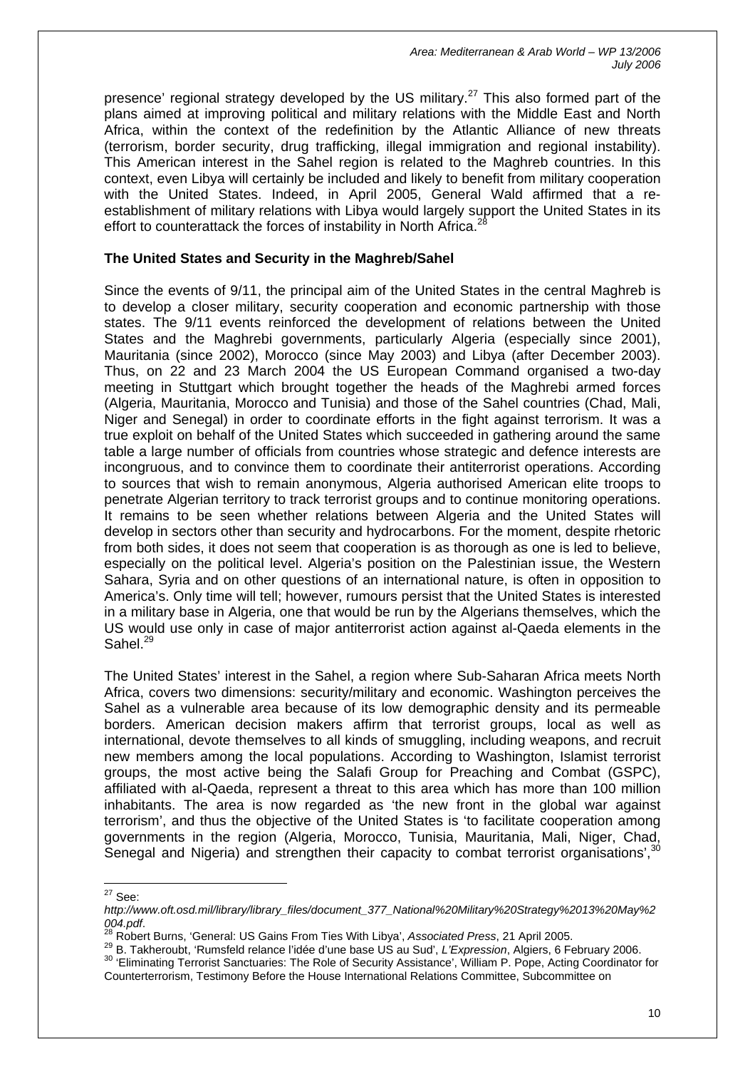presence' regional strategy developed by the US military.[27] This also formed part of the plans aimed at improving political and military relations with the Middle East and North Africa, within the context of the redefinition by the Atlantic Alliance of new threats (terrorism, border security, drug trafficking, illegal immigration and regional instability). This American interest in the Sahel region is related to the Maghreb countries. In this context, even Libya will certainly be included and likely to benefit from military cooperation with the United States. Indeed, in April 2005, General Wald affirmed that a re-establishment of military relations with Libya would largely support the United States in its effort to counterattack the forces of instability in North Africa.[28]

**The United States and Security in the Maghreb/Sahel**

Since the events of 9/11, the principal aim of the United States in the central Maghreb is to develop a closer military, security cooperation and economic partnership with those states. The 9/11 events reinforced the development of relations between the United States and the Maghrebi governments, particularly Algeria (especially since 2001), Mauritania (since 2002), Morocco (since May 2003) and Libya (after December 2003). Thus, on 22 and 23 March 2004 the US European Command organised a two-day meeting in Stuttgart which brought together the heads of the Maghrebi armed forces (Algeria, Mauritania, Morocco and Tunisia) and those of the Sahel countries (Chad, Mali, Niger and Senegal) in order to coordinate efforts in the fight against terrorism. It was a true exploit on behalf of the United States which succeeded in gathering around the same table a large number of officials from countries whose strategic and defence interests are incongruous, and to convince them to coordinate their antiterrorist operations. According to sources that wish to remain anonymous, Algeria authorised American elite troops to penetrate Algerian territory to track terrorist groups and to continue monitoring operations. It remains to be seen whether relations between Algeria and the United States will develop in sectors other than security and hydrocarbons. For the moment, despite rhetoric from both sides, it does not seem that cooperation is as thorough as one is led to believe, especially on the political level. Algeria's position on the Palestinian issue, the Western Sahara, Syria and on other questions of an international nature, is often in opposition to America's. Only time will tell; however, rumours persist that the United States is interested in a military base in Algeria, one that would be run by the Algerians themselves, which the US would use only in case of major antiterrorist action against al-Qaeda elements in the Sahel.[29]

The United States' interest in the Sahel, a region where Sub-Saharan Africa meets North Africa, covers two dimensions: security/military and economic. Washington perceives the Sahel as a vulnerable area because of its low demographic density and its permeable borders. American decision makers affirm that terrorist groups, local as well as international, devote themselves to all kinds of smuggling, including weapons, and recruit new members among the local populations. According to Washington, Islamist terrorist groups, the most active being the Salafi Group for Preaching and Combat (GSPC), affiliated with al-Qaeda, represent a threat to this area which has more than 100 million inhabitants. The area is now regarded as 'the new front in the global war against terrorism', and thus the objective of the United States is 'to facilitate cooperation among governments in the region (Algeria, Morocco, Tunisia, Mauritania, Mali, Niger, Chad, Senegal and Nigeria) and strengthen their capacity to combat terrorist organisations',[30]

---

[27] See: *http://www.oft.osd.mil/library/library_files/document_377_National%20Military%20Strategy%2013%20May%2004.pdf*.

[28] Robert Burns, 'General: US Gains From Ties With Libya', *Associated Press*, 21 April 2005.

[29] B. Takheroubt, 'Rumsfeld relance l'idée d'une base US au Sud', *L'Expression*, Algiers, 6 February 2006.

[30] 'Eliminating Terrorist Sanctuaries: The Role of Security Assistance', William P. Pope, Acting Coordinator for Counterterrorism, Testimony Before the House International Relations Committee, Subcommittee on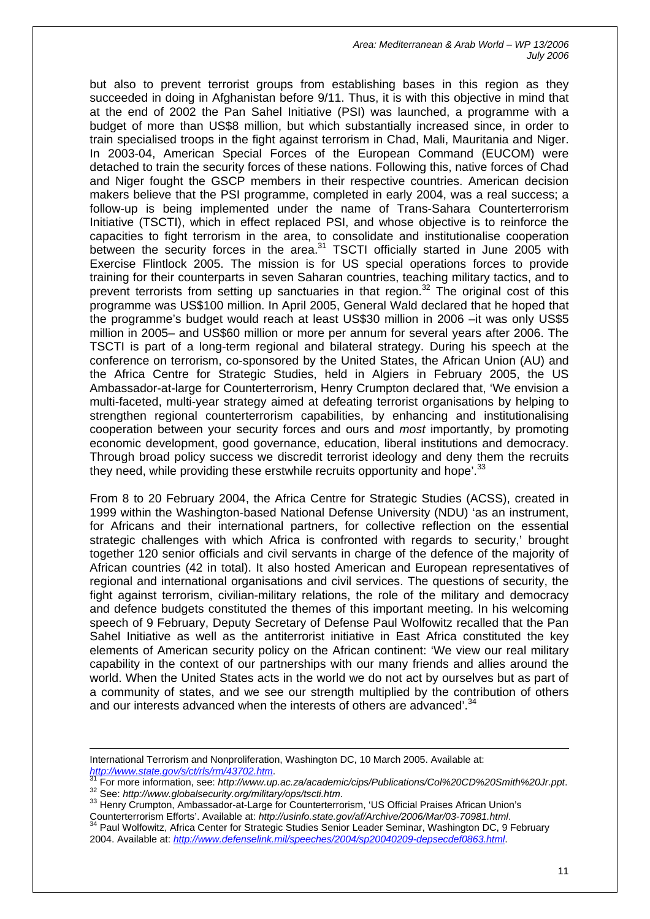but also to prevent terrorist groups from establishing bases in this region as they succeeded in doing in Afghanistan before 9/11. Thus, it is with this objective in mind that at the end of 2002 the Pan Sahel Initiative (PSI) was launched, a programme with a budget of more than US$8 million, but which substantially increased since, in order to train specialised troops in the fight against terrorism in Chad, Mali, Mauritania and Niger. In 2003-04, American Special Forces of the European Command (EUCOM) were detached to train the security forces of these nations. Following this, native forces of Chad and Niger fought the GSCP members in their respective countries. American decision makers believe that the PSI programme, completed in early 2004, was a real success; a follow-up is being implemented under the name of Trans-Sahara Counterterrorism Initiative (TSCTI), which in effect replaced PSI, and whose objective is to reinforce the capacities to fight terrorism in the area, to consolidate and institutionalise cooperation between the security forces in the area.[31] TSCTI officially started in June 2005 with Exercise Flintlock 2005. The mission is for US special operations forces to provide training for their counterparts in seven Saharan countries, teaching military tactics, and to prevent terrorists from setting up sanctuaries in that region.[32] The original cost of this programme was US$100 million. In April 2005, General Wald declared that he hoped that the programme's budget would reach at least US$30 million in 2006 –it was only US$5 million in 2005– and US$60 million or more per annum for several years after 2006. The TSCTI is part of a long-term regional and bilateral strategy. During his speech at the conference on terrorism, co-sponsored by the United States, the African Union (AU) and the Africa Centre for Strategic Studies, held in Algiers in February 2005, the US Ambassador-at-large for Counterterrorism, Henry Crumpton declared that, 'We envision a multi-faceted, multi-year strategy aimed at defeating terrorist organisations by helping to strengthen regional counterterrorism capabilities, by enhancing and institutionalising cooperation between your security forces and ours and *most* importantly, by promoting economic development, good governance, education, liberal institutions and democracy. Through broad policy success we discredit terrorist ideology and deny them the recruits they need, while providing these erstwhile recruits opportunity and hope'.[33]

From 8 to 20 February 2004, the Africa Centre for Strategic Studies (ACSS), created in 1999 within the Washington-based National Defense University (NDU) 'as an instrument, for Africans and their international partners, for collective reflection on the essential strategic challenges with which Africa is confronted with regards to security,' brought together 120 senior officials and civil servants in charge of the defence of the majority of African countries (42 in total). It also hosted American and European representatives of regional and international organisations and civil services. The questions of security, the fight against terrorism, civilian-military relations, the role of the military and democracy and defence budgets constituted the themes of this important meeting. In his welcoming speech of 9 February, Deputy Secretary of Defense Paul Wolfowitz recalled that the Pan Sahel Initiative as well as the antiterrorist initiative in East Africa constituted the key elements of American security policy on the African continent: 'We view our real military capability in the context of our partnerships with our many friends and allies around the world. When the United States acts in the world we do not act by ourselves but as part of a community of states, and we see our strength multiplied by the contribution of others and our interests advanced when the interests of others are advanced'.[34]

---

International Terrorism and Nonproliferation, Washington DC, 10 March 2005. Available at: *http://www.state.gov/s/ct/rls/rm/43702.htm*.

[31] For more information, see: *http://www.up.ac.za/academic/cips/Publications/Col%20CD%20Smith%20Jr.ppt*.

[32] See: *http://www.globalsecurity.org/military/ops/tscti.htm*.

[33] Henry Crumpton, Ambassador-at-Large for Counterterrorism, 'US Official Praises African Union's Counterterrorism Efforts'. Available at: *http://usinfo.state.gov/af/Archive/2006/Mar/03-70981.html*.

[34] Paul Wolfowitz, Africa Center for Strategic Studies Senior Leader Seminar, Washington DC, 9 February 2004. Available at: *http://www.defenselink.mil/speeches/2004/sp20040209-depsecdef0863.html*.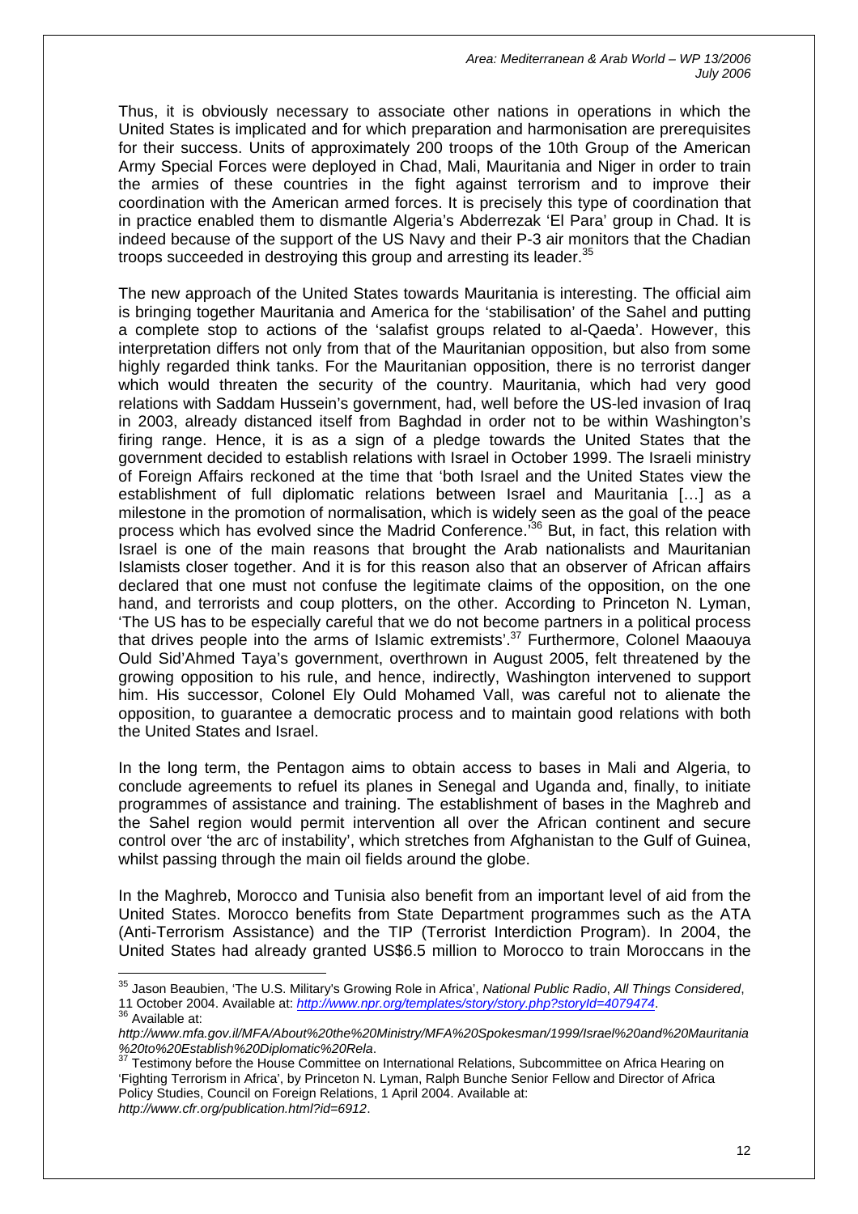Thus, it is obviously necessary to associate other nations in operations in which the United States is implicated and for which preparation and harmonisation are prerequisites for their success. Units of approximately 200 troops of the 10th Group of the American Army Special Forces were deployed in Chad, Mali, Mauritania and Niger in order to train the armies of these countries in the fight against terrorism and to improve their coordination with the American armed forces. It is precisely this type of coordination that in practice enabled them to dismantle Algeria's Abderrezak 'El Para' group in Chad. It is indeed because of the support of the US Navy and their P-3 air monitors that the Chadian troops succeeded in destroying this group and arresting its leader.[35]

The new approach of the United States towards Mauritania is interesting. The official aim is bringing together Mauritania and America for the 'stabilisation' of the Sahel and putting a complete stop to actions of the 'salafist groups related to al-Qaeda'. However, this interpretation differs not only from that of the Mauritanian opposition, but also from some highly regarded think tanks. For the Mauritanian opposition, there is no terrorist danger which would threaten the security of the country. Mauritania, which had very good relations with Saddam Hussein's government, had, well before the US-led invasion of Iraq in 2003, already distanced itself from Baghdad in order not to be within Washington's firing range. Hence, it is as a sign of a pledge towards the United States that the government decided to establish relations with Israel in October 1999. The Israeli ministry of Foreign Affairs reckoned at the time that 'both Israel and the United States view the establishment of full diplomatic relations between Israel and Mauritania [...] as a milestone in the promotion of normalisation, which is widely seen as the goal of the peace process which has evolved since the Madrid Conference.'[36] But, in fact, this relation with Israel is one of the main reasons that brought the Arab nationalists and Mauritanian Islamists closer together. And it is for this reason also that an observer of African affairs declared that one must not confuse the legitimate claims of the opposition, on the one hand, and terrorists and coup plotters, on the other. According to Princeton N. Lyman, 'The US has to be especially careful that we do not become partners in a political process that drives people into the arms of Islamic extremists'.[37] Furthermore, Colonel Maaouya Ould Sid'Ahmed Taya's government, overthrown in August 2005, felt threatened by the growing opposition to his rule, and hence, indirectly, Washington intervened to support him. His successor, Colonel Ely Ould Mohamed Vall, was careful not to alienate the opposition, to guarantee a democratic process and to maintain good relations with both the United States and Israel.

In the long term, the Pentagon aims to obtain access to bases in Mali and Algeria, to conclude agreements to refuel its planes in Senegal and Uganda and, finally, to initiate programmes of assistance and training. The establishment of bases in the Maghreb and the Sahel region would permit intervention all over the African continent and secure control over 'the arc of instability', which stretches from Afghanistan to the Gulf of Guinea, whilst passing through the main oil fields around the globe.

In the Maghreb, Morocco and Tunisia also benefit from an important level of aid from the United States. Morocco benefits from State Department programmes such as the ATA (Anti-Terrorism Assistance) and the TIP (Terrorist Interdiction Program). In 2004, the United States had already granted US$6.5 million to Morocco to train Moroccans in the

---

[35] Jason Beaubien, 'The U.S. Military's Growing Role in Africa', *National Public Radio*, *All Things Considered*, 11 October 2004. Available at: *http://www.npr.org/templates/story/story.php?storyId=4079474*.

[36] Available at: *http://www.mfa.gov.il/MFA/About%20the%20Ministry/MFA%20Spokesman/1999/Israel%20and%20Mauritania%20to%20Establish%20Diplomatic%20Rela*.

[37] Testimony before the House Committee on International Relations, Subcommittee on Africa Hearing on 'Fighting Terrorism in Africa', by Princeton N. Lyman, Ralph Bunche Senior Fellow and Director of Africa Policy Studies, Council on Foreign Relations, 1 April 2004. Available at: *http://www.cfr.org/publication.html?id=6912*.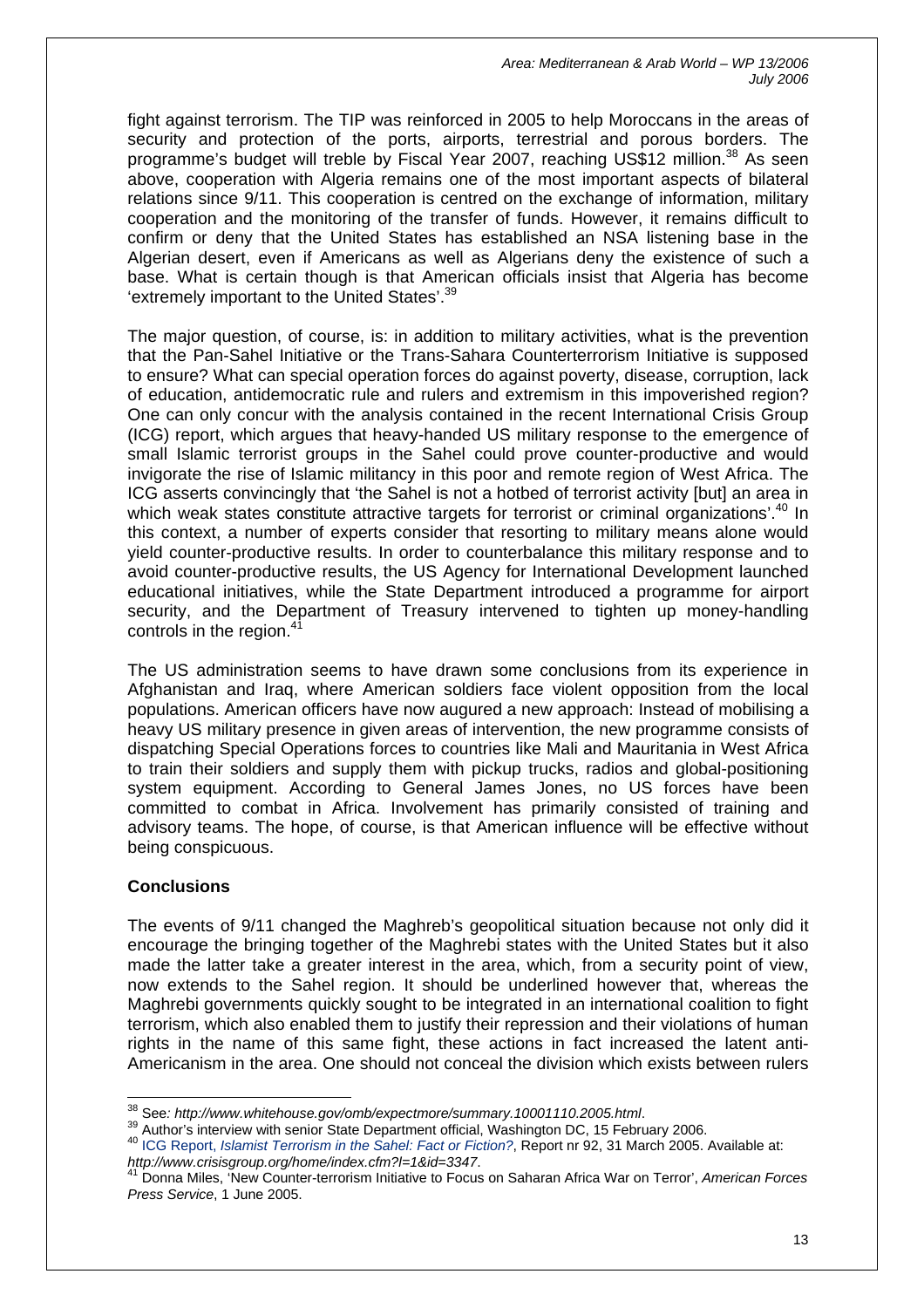fight against terrorism. The TIP was reinforced in 2005 to help Moroccans in the areas of security and protection of the ports, airports, terrestrial and porous borders. The programme's budget will treble by Fiscal Year 2007, reaching US$12 million.[38] As seen above, cooperation with Algeria remains one of the most important aspects of bilateral relations since 9/11. This cooperation is centred on the exchange of information, military cooperation and the monitoring of the transfer of funds. However, it remains difficult to confirm or deny that the United States has established an NSA listening base in the Algerian desert, even if Americans as well as Algerians deny the existence of such a base. What is certain though is that American officials insist that Algeria has become 'extremely important to the United States'.[39]

The major question, of course, is: in addition to military activities, what is the prevention that the Pan-Sahel Initiative or the Trans-Sahara Counterterrorism Initiative is supposed to ensure? What can special operation forces do against poverty, disease, corruption, lack of education, antidemocratic rule and rulers and extremism in this impoverished region? One can only concur with the analysis contained in the recent International Crisis Group (ICG) report, which argues that heavy-handed US military response to the emergence of small Islamic terrorist groups in the Sahel could prove counter-productive and would invigorate the rise of Islamic militancy in this poor and remote region of West Africa. The ICG asserts convincingly that 'the Sahel is not a hotbed of terrorist activity [but] an area in which weak states constitute attractive targets for terrorist or criminal organizations'.[40] In this context, a number of experts consider that resorting to military means alone would yield counter-productive results. In order to counterbalance this military response and to avoid counter-productive results, the US Agency for International Development launched educational initiatives, while the State Department introduced a programme for airport security, and the Department of Treasury intervened to tighten up money-handling controls in the region.[41]

The US administration seems to have drawn some conclusions from its experience in Afghanistan and Iraq, where American soldiers face violent opposition from the local populations. American officers have now augured a new approach: Instead of mobilising a heavy US military presence in given areas of intervention, the new programme consists of dispatching Special Operations forces to countries like Mali and Mauritania in West Africa to train their soldiers and supply them with pickup trucks, radios and global-positioning system equipment. According to General James Jones, no US forces have been committed to combat in Africa. Involvement has primarily consisted of training and advisory teams. The hope, of course, is that American influence will be effective without being conspicuous.

### Conclusions

The events of 9/11 changed the Maghreb's geopolitical situation because not only did it encourage the bringing together of the Maghrebi states with the United States but it also made the latter take a greater interest in the area, which, from a security point of view, now extends to the Sahel region. It should be underlined however that, whereas the Maghrebi governments quickly sought to be integrated in an international coalition to fight terrorism, which also enabled them to justify their repression and their violations of human rights in the name of this same fight, these actions in fact increased the latent anti-Americanism in the area. One should not conceal the division which exists between rulers

---

[38] See: *http://www.whitehouse.gov/omb/expectmore/summary.10001110.2005.html*.

[39] Author's interview with senior State Department official, Washington DC, 15 February 2006.

[40] ICG Report, *Islamist Terrorism in the Sahel: Fact or Fiction?*, Report nr 92, 31 March 2005. Available at: *http://www.crisisgroup.org/home/index.cfm?l=1&id=3347*.

[41] Donna Miles, 'New Counter-terrorism Initiative to Focus on Saharan Africa War on Terror', *American Forces Press Service*, 1 June 2005.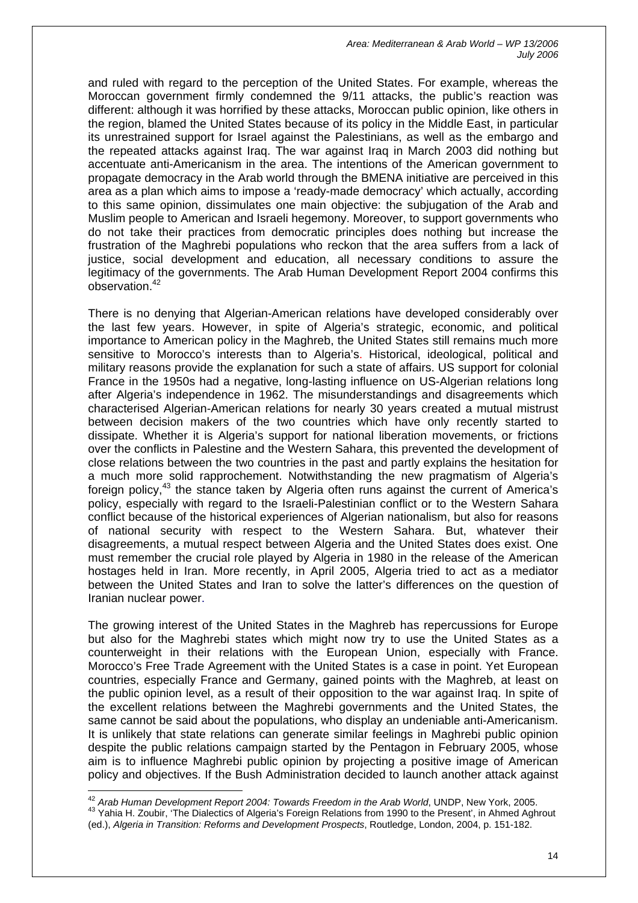and ruled with regard to the perception of the United States. For example, whereas the Moroccan government firmly condemned the 9/11 attacks, the public's reaction was different: although it was horrified by these attacks, Moroccan public opinion, like others in the region, blamed the United States because of its policy in the Middle East, in particular its unrestrained support for Israel against the Palestinians, as well as the embargo and the repeated attacks against Iraq. The war against Iraq in March 2003 did nothing but accentuate anti-Americanism in the area. The intentions of the American government to propagate democracy in the Arab world through the BMENA initiative are perceived in this area as a plan which aims to impose a 'ready-made democracy' which actually, according to this same opinion, dissimulates one main objective: the subjugation of the Arab and Muslim people to American and Israeli hegemony. Moreover, to support governments who do not take their practices from democratic principles does nothing but increase the frustration of the Maghrebi populations who reckon that the area suffers from a lack of justice, social development and education, all necessary conditions to assure the legitimacy of the governments. The Arab Human Development Report 2004 confirms this observation.[42]

There is no denying that Algerian-American relations have developed considerably over the last few years. However, in spite of Algeria's strategic, economic, and political importance to American policy in the Maghreb, the United States still remains much more sensitive to Morocco's interests than to Algeria's. Historical, ideological, political and military reasons provide the explanation for such a state of affairs. US support for colonial France in the 1950s had a negative, long-lasting influence on US-Algerian relations long after Algeria's independence in 1962. The misunderstandings and disagreements which characterised Algerian-American relations for nearly 30 years created a mutual mistrust between decision makers of the two countries which have only recently started to dissipate. Whether it is Algeria's support for national liberation movements, or frictions over the conflicts in Palestine and the Western Sahara, this prevented the development of close relations between the two countries in the past and partly explains the hesitation for a much more solid rapprochement. Notwithstanding the new pragmatism of Algeria's foreign policy,[43] the stance taken by Algeria often runs against the current of America's policy, especially with regard to the Israeli-Palestinian conflict or to the Western Sahara conflict because of the historical experiences of Algerian nationalism, but also for reasons of national security with respect to the Western Sahara. But, whatever their disagreements, a mutual respect between Algeria and the United States does exist. One must remember the crucial role played by Algeria in 1980 in the release of the American hostages held in Iran. More recently, in April 2005, Algeria tried to act as a mediator between the United States and Iran to solve the latter's differences on the question of Iranian nuclear power.

The growing interest of the United States in the Maghreb has repercussions for Europe but also for the Maghrebi states which might now try to use the United States as a counterweight in their relations with the European Union, especially with France. Morocco's Free Trade Agreement with the United States is a case in point. Yet European countries, especially France and Germany, gained points with the Maghreb, at least on the public opinion level, as a result of their opposition to the war against Iraq. In spite of the excellent relations between the Maghrebi governments and the United States, the same cannot be said about the populations, who display an undeniable anti-Americanism. It is unlikely that state relations can generate similar feelings in Maghrebi public opinion despite the public relations campaign started by the Pentagon in February 2005, whose aim is to influence Maghrebi public opinion by projecting a positive image of American policy and objectives. If the Bush Administration decided to launch another attack against

[42] *Arab Human Development Report 2004: Towards Freedom in the Arab World*, UNDP, New York, 2005.

[43] Yahia H. Zoubir, 'The Dialectics of Algeria's Foreign Relations from 1990 to the Present', in Ahmed Aghrout (ed.), *Algeria in Transition: Reforms and Development Prospects*, Routledge, London, 2004, p. 151-182.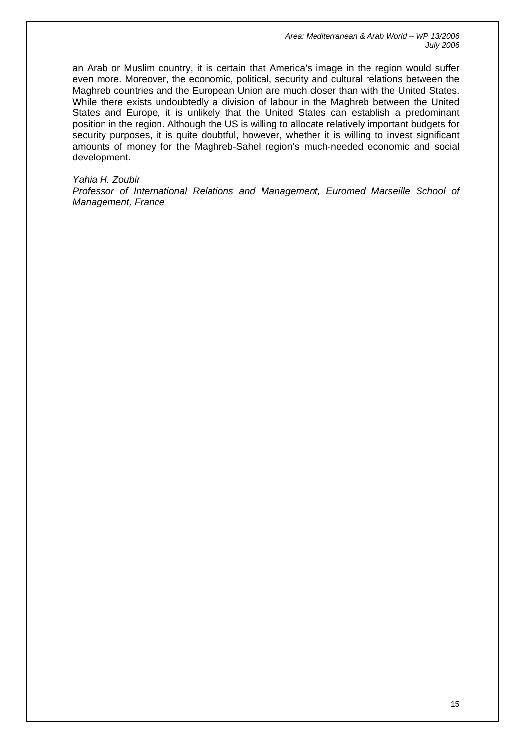an Arab or Muslim country, it is certain that America's image in the region would suffer even more. Moreover, the economic, political, security and cultural relations between the Maghreb countries and the European Union are much closer than with the United States. While there exists undoubtedly a division of labour in the Maghreb between the United States and Europe, it is unlikely that the United States can establish a predominant position in the region. Although the US is willing to allocate relatively important budgets for security purposes, it is quite doubtful, however, whether it is willing to invest significant amounts of money for the Maghreb-Sahel region's much-needed economic and social development.

*Yahia H. Zoubir*
*Professor of International Relations and Management, Euromed Marseille School of Management, France*